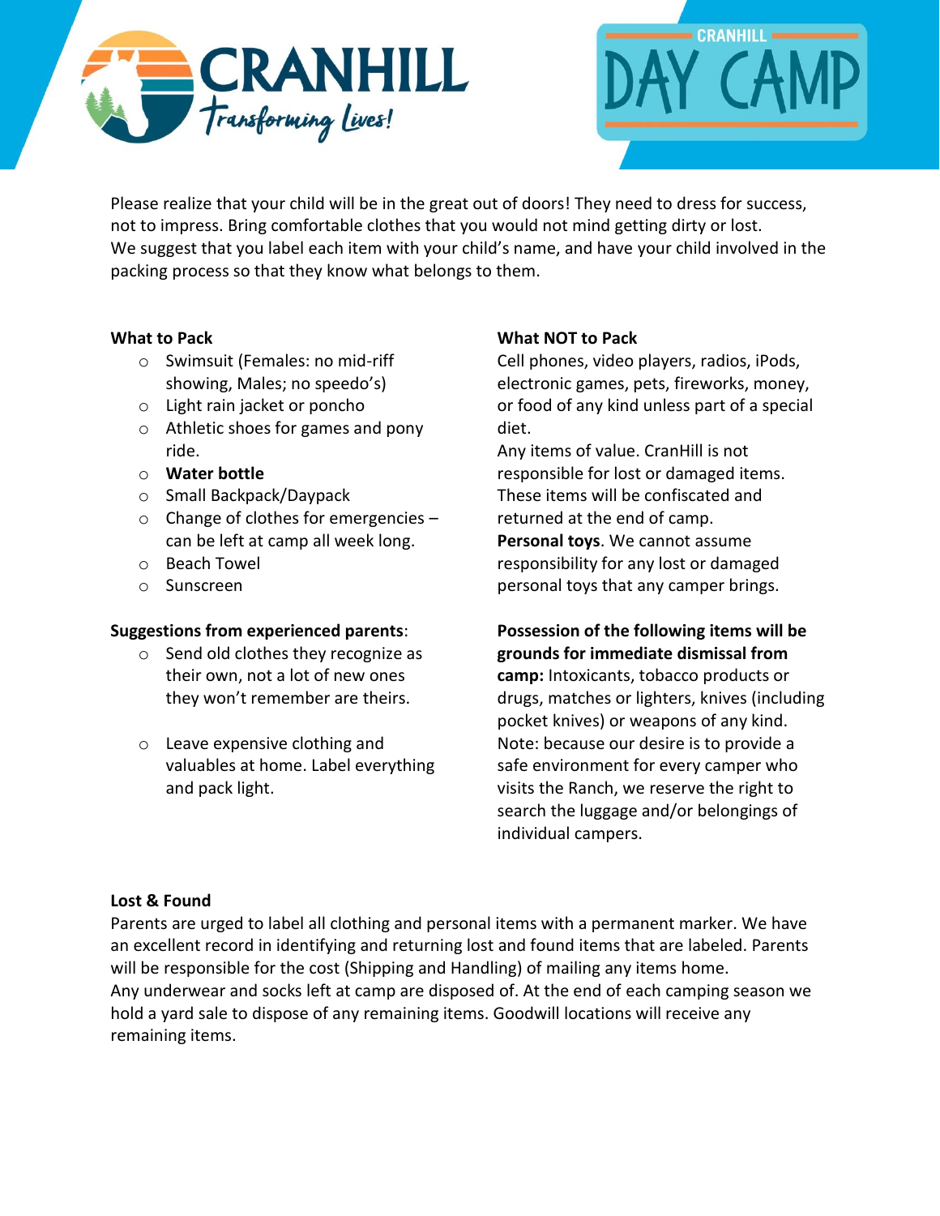CRANHILL *Transforming Lives!*

CRANHILL DAY CAMP

Please realize that your child will be in the great out of doors! They need to dress for success, not to impress. Bring comfortable clothes that you would not mind getting dirty or lost. We suggest that you label each item with your child's name, and have your child involved in the packing process so that they know what belongs to them.

**What to Pack**

- Swimsuit (Females: no mid-riff showing, Males; no speedo's)
- Light rain jacket or poncho
- Athletic shoes for games and pony ride.
- **Water bottle**
- Small Backpack/Daypack
- Change of clothes for emergencies – can be left at camp all week long.
- Beach Towel
- Sunscreen

**Suggestions from experienced parents**:

- Send old clothes they recognize as their own, not a lot of new ones they won't remember are theirs.
- Leave expensive clothing and valuables at home. Label everything and pack light.

**What NOT to Pack**

Cell phones, video players, radios, iPods, electronic games, pets, fireworks, money, or food of any kind unless part of a special diet.

Any items of value. CranHill is not responsible for lost or damaged items. These items will be confiscated and returned at the end of camp.

**Personal toys**. We cannot assume responsibility for any lost or damaged personal toys that any camper brings.

**Possession of the following items will be grounds for immediate dismissal from camp:** Intoxicants, tobacco products or drugs, matches or lighters, knives (including pocket knives) or weapons of any kind. Note: because our desire is to provide a safe environment for every camper who visits the Ranch, we reserve the right to search the luggage and/or belongings of individual campers.

**Lost & Found**

Parents are urged to label all clothing and personal items with a permanent marker. We have an excellent record in identifying and returning lost and found items that are labeled. Parents will be responsible for the cost (Shipping and Handling) of mailing any items home.
Any underwear and socks left at camp are disposed of. At the end of each camping season we hold a yard sale to dispose of any remaining items. Goodwill locations will receive any remaining items.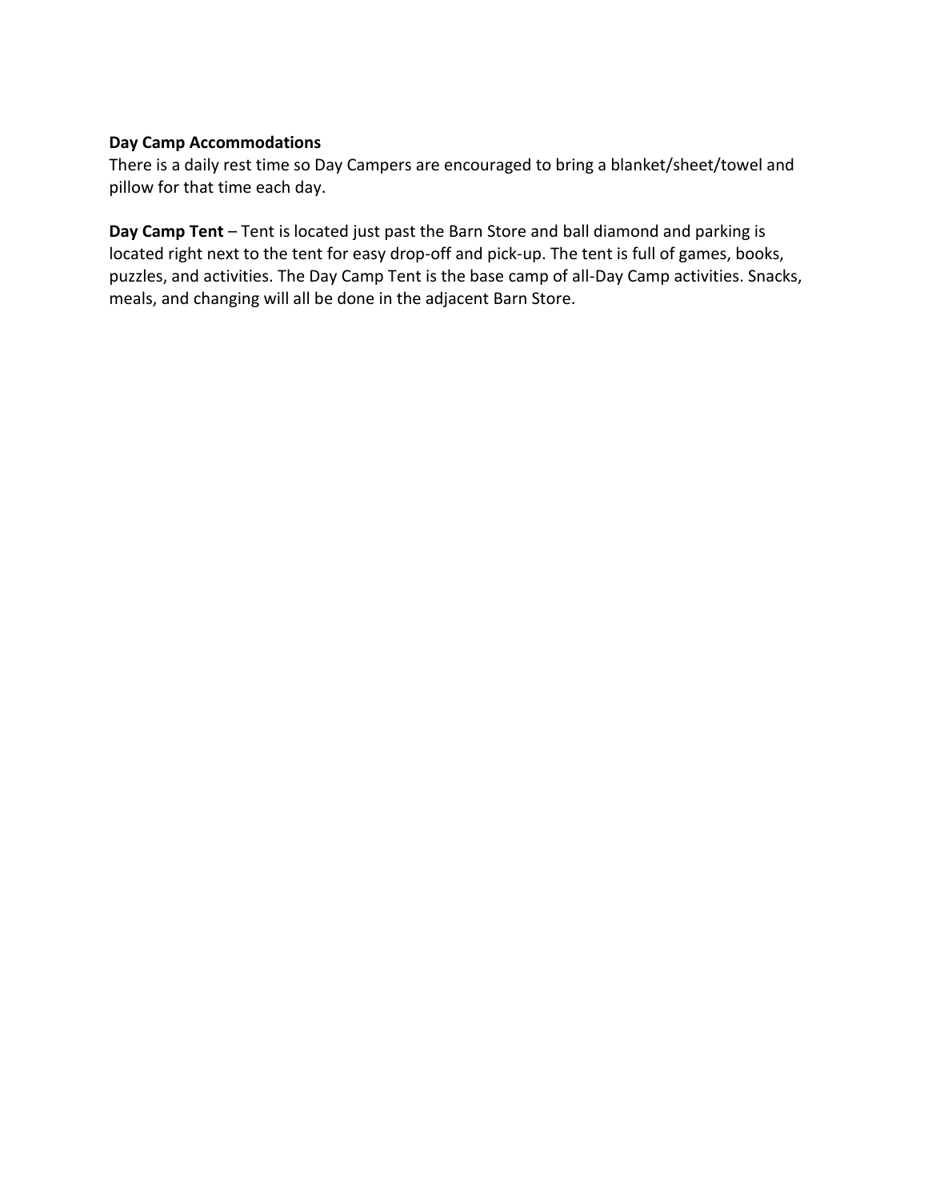**Day Camp Accommodations**
There is a daily rest time so Day Campers are encouraged to bring a blanket/sheet/towel and pillow for that time each day.

**Day Camp Tent** – Tent is located just past the Barn Store and ball diamond and parking is located right next to the tent for easy drop-off and pick-up. The tent is full of games, books, puzzles, and activities. The Day Camp Tent is the base camp of all-Day Camp activities. Snacks, meals, and changing will all be done in the adjacent Barn Store.